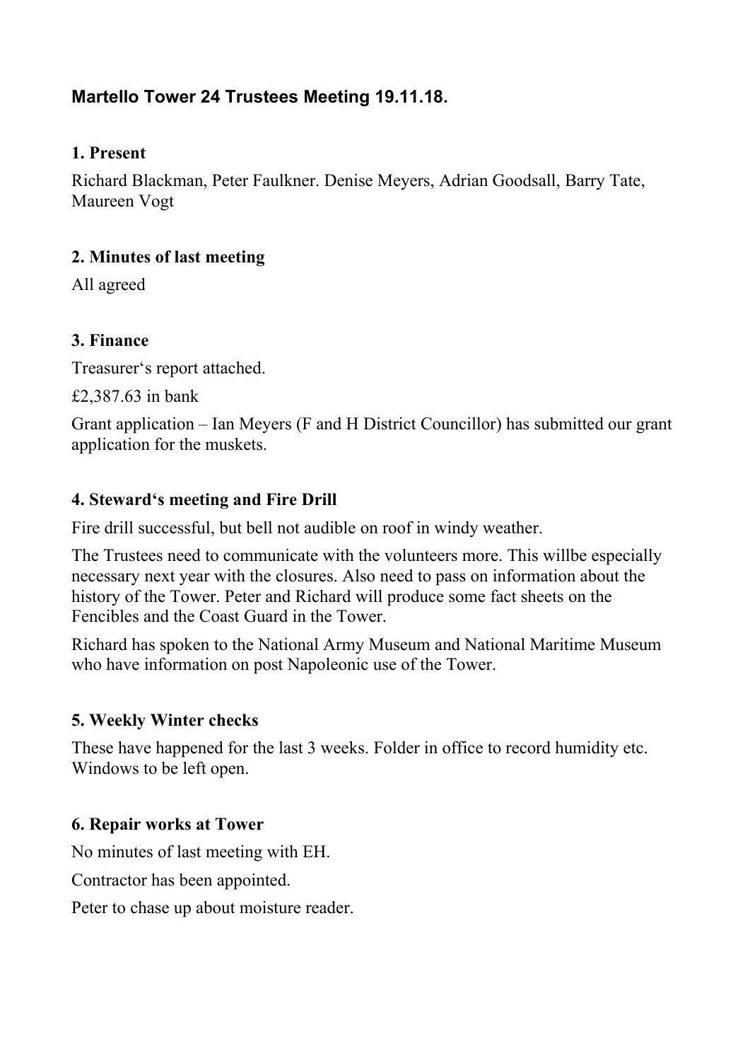# Martello Tower 24 Trustees Meeting 19.11.18.

## 1. Present

Richard Blackman, Peter Faulkner. Denise Meyers, Adrian Goodsall, Barry Tate, Maureen Vogt

## 2. Minutes of last meeting

All agreed

## 3. Finance

Treasurer's report attached.

£2,387.63 in bank

Grant application – Ian Meyers (F and H District Councillor) has submitted our grant application for the muskets.

## 4. Steward's meeting and Fire Drill

Fire drill successful, but bell not audible on roof in windy weather.

The Trustees need to communicate with the volunteers more. This willbe especially necessary next year with the closures. Also need to pass on information about the history of the Tower. Peter and Richard will produce some fact sheets on the Fencibles and the Coast Guard in the Tower.

Richard has spoken to the National Army Museum and National Maritime Museum who have information on post Napoleonic use of the Tower.

## 5. Weekly Winter checks

These have happened for the last 3 weeks. Folder in office to record humidity etc. Windows to be left open.

## 6. Repair works at Tower

No minutes of last meeting with EH.

Contractor has been appointed.

Peter to chase up about moisture reader.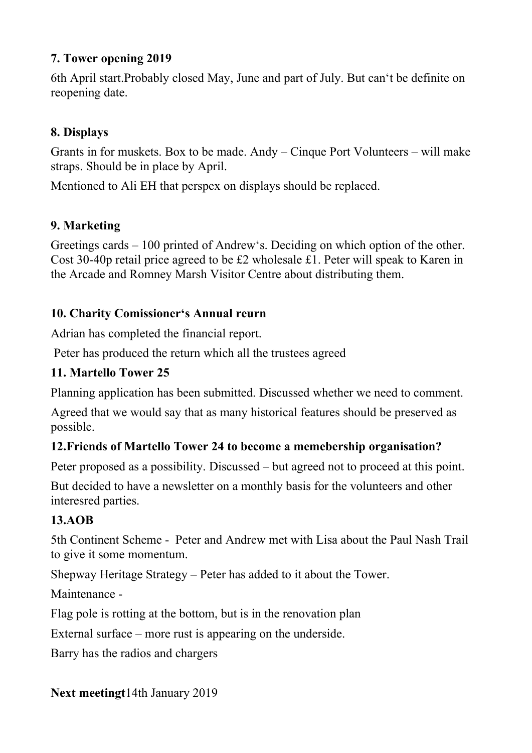**7. Tower opening 2019**

6th April start.Probably closed May, June and part of July. But can‘t be definite on reopening date.

**8. Displays**

Grants in for muskets. Box to be made. Andy – Cinque Port Volunteers – will make straps. Should be in place by April.

Mentioned to Ali EH that perspex on displays should be replaced.

**9. Marketing**

Greetings cards – 100 printed of Andrew‘s. Deciding on which option of the other. Cost 30-40p retail price agreed to be £2 wholesale £1. Peter will speak to Karen in the Arcade and Romney Marsh Visitor Centre about distributing them.

**10. Charity Comissioner‘s Annual reurn**

Adrian has completed the financial report.

Peter has produced the return which all the trustees agreed

**11. Martello Tower 25**

Planning application has been submitted. Discussed whether we need to comment.

Agreed that we would say that as many historical features should be preserved as possible.

**12.Friends of Martello Tower 24 to become a memebership organisation?**

Peter proposed as a possibility. Discussed – but agreed not to proceed at this point.

But decided to have a newsletter on a monthly basis for the volunteers and other interesred parties.

**13.AOB**

5th Continent Scheme - Peter and Andrew met with Lisa about the Paul Nash Trail to give it some momentum.

Shepway Heritage Strategy – Peter has added to it about the Tower.

Maintenance -

Flag pole is rotting at the bottom, but is in the renovation plan

External surface – more rust is appearing on the underside.

Barry has the radios and chargers

**Next meetingt**14th January 2019